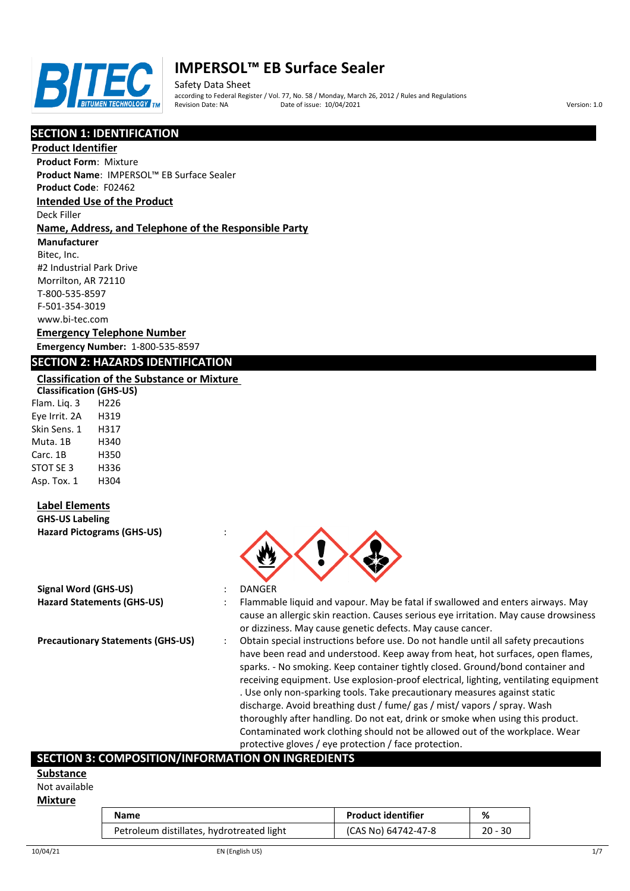# IMPERSOL™ EB Surface Sealer

Safety Data Sheet
according to Federal Register / Vol. 77, No. 58 / Monday, March 26, 2012 / Rules and Regulations
Revision Date: NA Date of issue: 10/04/2021 Version: 1.0

## SECTION 1: IDENTIFICATION

### Product Identifier

**Product Form**: Mixture
**Product Name**: IMPERSOL™ EB Surface Sealer
**Product Code**: F02462

### Intended Use of the Product

Deck Filler

### Name, Address, and Telephone of the Responsible Party

**Manufacturer**
Bitec, Inc.
#2 Industrial Park Drive
Morrilton, AR 72110
T-800-535-8597
F-501-354-3019
www.bi-tec.com

### Emergency Telephone Number

**Emergency Number:** 1-800-535-8597

## SECTION 2: HAZARDS IDENTIFICATION

### Classification of the Substance or Mixture

**Classification (GHS-US)**

Flam. Liq. 3 H226
Eye Irrit. 2A H319
Skin Sens. 1 H317
Muta. 1B H340
Carc. 1B H350
STOT SE 3 H336
Asp. Tox. 1 H304

### Label Elements

**GHS-US Labeling**

**Hazard Pictograms (GHS-US)** :

**Signal Word (GHS-US)** : DANGER

**Hazard Statements (GHS-US)** : Flammable liquid and vapour. May be fatal if swallowed and enters airways. May cause an allergic skin reaction. Causes serious eye irritation. May cause drowsiness or dizziness. May cause genetic defects. May cause cancer.

**Precautionary Statements (GHS-US)** : Obtain special instructions before use. Do not handle until all safety precautions have been read and understood. Keep away from heat, hot surfaces, open flames, sparks. - No smoking. Keep container tightly closed. Ground/bond container and receiving equipment. Use explosion-proof electrical, lighting, ventilating equipment . Use only non-sparking tools. Take precautionary measures against static discharge. Avoid breathing dust / fume/ gas / mist/ vapors / spray. Wash thoroughly after handling. Do not eat, drink or smoke when using this product. Contaminated work clothing should not be allowed out of the workplace. Wear protective gloves / eye protection / face protection.

## SECTION 3: COMPOSITION/INFORMATION ON INGREDIENTS

### Substance

Not available

### Mixture

| Name | Product identifier | % |
|---|---|---|
| Petroleum distillates, hydrotreated light | (CAS No) 64742-47-8 | 20 - 30 |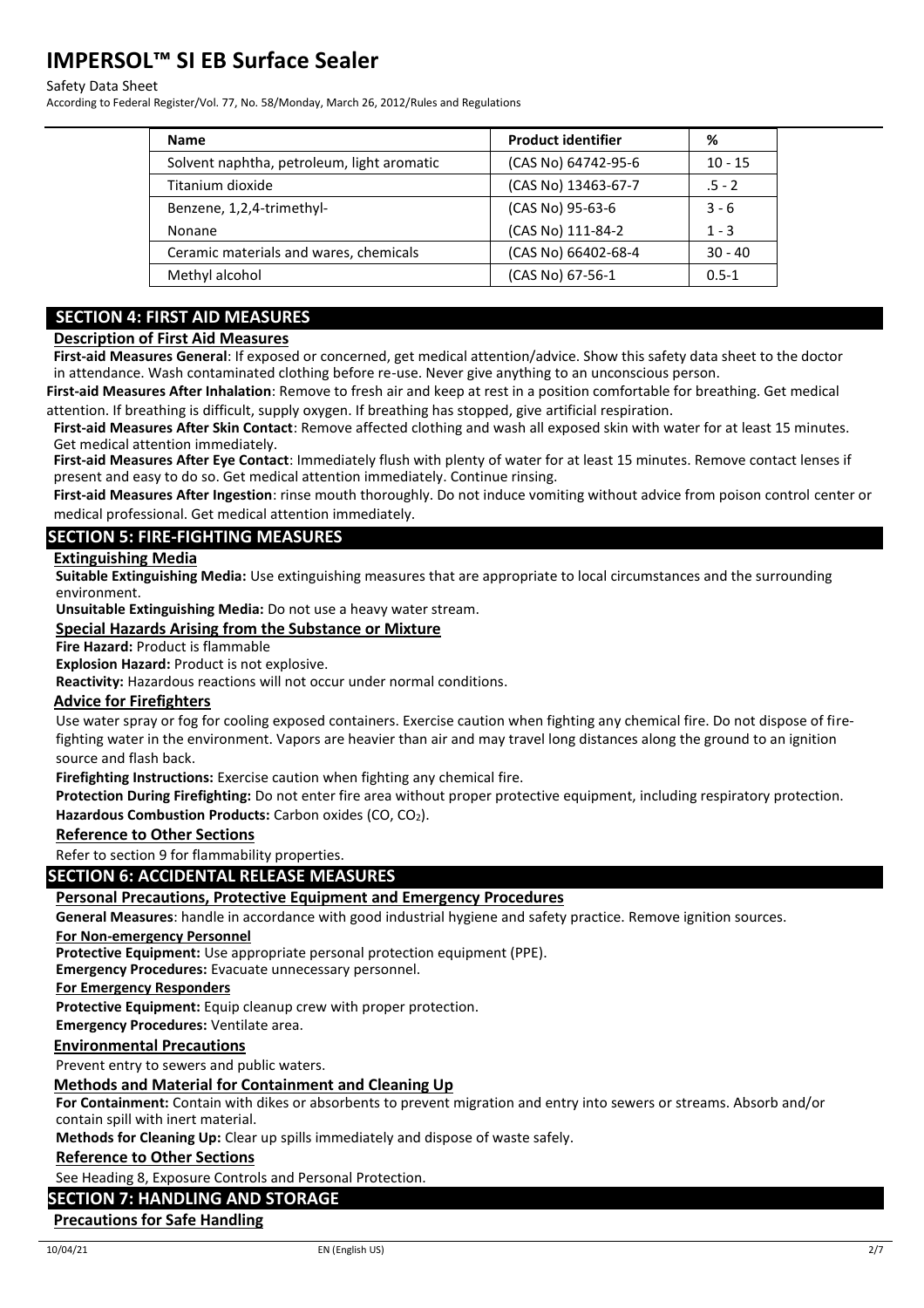| Name | Product identifier | % |
|---|---|---|
| Solvent naphtha, petroleum, light aromatic | (CAS No) 64742-95-6 | 10 - 15 |
| Titanium dioxide | (CAS No) 13463-67-7 | .5 - 2 |
| Benzene, 1,2,4-trimethyl- | (CAS No) 95-63-6 | 3 - 6 |
| Nonane | (CAS No) 111-84-2 | 1 - 3 |
| Ceramic materials and wares, chemicals | (CAS No) 66402-68-4 | 30 - 40 |
| Methyl alcohol | (CAS No) 67-56-1 | 0.5-1 |

## SECTION 4: FIRST AID MEASURES

### Description of First Aid Measures

**First-aid Measures General**: If exposed or concerned, get medical attention/advice. Show this safety data sheet to the doctor in attendance. Wash contaminated clothing before re-use. Never give anything to an unconscious person.

**First-aid Measures After Inhalation**: Remove to fresh air and keep at rest in a position comfortable for breathing. Get medical attention. If breathing is difficult, supply oxygen. If breathing has stopped, give artificial respiration.

**First-aid Measures After Skin Contact**: Remove affected clothing and wash all exposed skin with water for at least 15 minutes. Get medical attention immediately.

**First-aid Measures After Eye Contact**: Immediately flush with plenty of water for at least 15 minutes. Remove contact lenses if present and easy to do so. Get medical attention immediately. Continue rinsing.

**First-aid Measures After Ingestion**: rinse mouth thoroughly. Do not induce vomiting without advice from poison control center or medical professional. Get medical attention immediately.

## SECTION 5: FIRE-FIGHTING MEASURES

### Extinguishing Media

**Suitable Extinguishing Media:** Use extinguishing measures that are appropriate to local circumstances and the surrounding environment.

**Unsuitable Extinguishing Media:** Do not use a heavy water stream.

### Special Hazards Arising from the Substance or Mixture

**Fire Hazard:** Product is flammable

**Explosion Hazard:** Product is not explosive.

**Reactivity:** Hazardous reactions will not occur under normal conditions.

### Advice for Firefighters

Use water spray or fog for cooling exposed containers. Exercise caution when fighting any chemical fire. Do not dispose of fire-fighting water in the environment. Vapors are heavier than air and may travel long distances along the ground to an ignition source and flash back.

**Firefighting Instructions:** Exercise caution when fighting any chemical fire.

**Protection During Firefighting:** Do not enter fire area without proper protective equipment, including respiratory protection.

**Hazardous Combustion Products:** Carbon oxides ($CO$, $CO_2$).

### Reference to Other Sections

Refer to section 9 for flammability properties.

## SECTION 6: ACCIDENTAL RELEASE MEASURES

### Personal Precautions, Protective Equipment and Emergency Procedures

**General Measures**: handle in accordance with good industrial hygiene and safety practice. Remove ignition sources.

**For Non-emergency Personnel**

**Protective Equipment:** Use appropriate personal protection equipment (PPE).

**Emergency Procedures:** Evacuate unnecessary personnel.

**For Emergency Responders**

**Protective Equipment:** Equip cleanup crew with proper protection.

**Emergency Procedures:** Ventilate area.

### Environmental Precautions

Prevent entry to sewers and public waters.

### Methods and Material for Containment and Cleaning Up

**For Containment:** Contain with dikes or absorbents to prevent migration and entry into sewers or streams. Absorb and/or contain spill with inert material.

**Methods for Cleaning Up:** Clear up spills immediately and dispose of waste safely.

### Reference to Other Sections

See Heading 8, Exposure Controls and Personal Protection.

## SECTION 7: HANDLING AND STORAGE

### Precautions for Safe Handling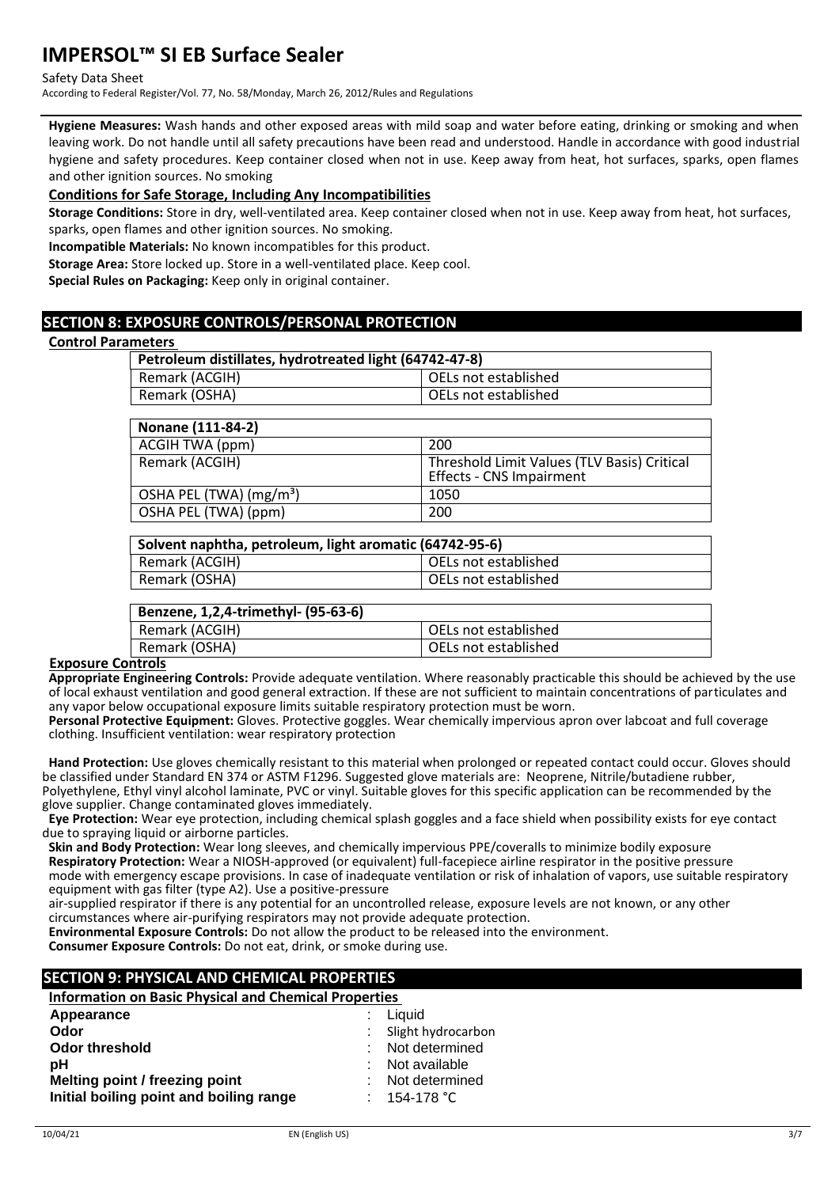**Hygiene Measures:** Wash hands and other exposed areas with mild soap and water before eating, drinking or smoking and when leaving work. Do not handle until all safety precautions have been read and understood. Handle in accordance with good industrial hygiene and safety procedures. Keep container closed when not in use. Keep away from heat, hot surfaces, sparks, open flames and other ignition sources. No smoking

### Conditions for Safe Storage, Including Any Incompatibilities

**Storage Conditions:** Store in dry, well-ventilated area. Keep container closed when not in use. Keep away from heat, hot surfaces, sparks, open flames and other ignition sources. No smoking.

**Incompatible Materials:** No known incompatibles for this product.

**Storage Area:** Store locked up. Store in a well-ventilated place. Keep cool.

**Special Rules on Packaging:** Keep only in original container.

## SECTION 8: EXPOSURE CONTROLS/PERSONAL PROTECTION

### Control Parameters

| Petroleum distillates, hydrotreated light (64742-47-8) | |
|---|---|
| Remark (ACGIH) | OELs not established |
| Remark (OSHA) | OELs not established |

| Nonane (111-84-2) | |
|---|---|
| ACGIH TWA (ppm) | 200 |
| Remark (ACGIH) | Threshold Limit Values (TLV Basis) Critical Effects - CNS Impairment |
| OSHA PEL (TWA) (mg/m³) | 1050 |
| OSHA PEL (TWA) (ppm) | 200 |

| Solvent naphtha, petroleum, light aromatic (64742-95-6) | |
|---|---|
| Remark (ACGIH) | OELs not established |
| Remark (OSHA) | OELs not established |

| Benzene, 1,2,4-trimethyl- (95-63-6) | |
|---|---|
| Remark (ACGIH) | OELs not established |
| Remark (OSHA) | OELs not established |

### Exposure Controls

**Appropriate Engineering Controls:** Provide adequate ventilation. Where reasonably practicable this should be achieved by the use of local exhaust ventilation and good general extraction. If these are not sufficient to maintain concentrations of particulates and any vapor below occupational exposure limits suitable respiratory protection must be worn.

**Personal Protective Equipment:** Gloves. Protective goggles. Wear chemically impervious apron over labcoat and full coverage clothing. Insufficient ventilation: wear respiratory protection

**Hand Protection:** Use gloves chemically resistant to this material when prolonged or repeated contact could occur. Gloves should be classified under Standard EN 374 or ASTM F1296. Suggested glove materials are: Neoprene, Nitrile/butadiene rubber, Polyethylene, Ethyl vinyl alcohol laminate, PVC or vinyl. Suitable gloves for this specific application can be recommended by the glove supplier. Change contaminated gloves immediately.

**Eye Protection:** Wear eye protection, including chemical splash goggles and a face shield when possibility exists for eye contact due to spraying liquid or airborne particles.

**Skin and Body Protection:** Wear long sleeves, and chemically impervious PPE/coveralls to minimize bodily exposure

**Respiratory Protection:** Wear a NIOSH-approved (or equivalent) full-facepiece airline respirator in the positive pressure mode with emergency escape provisions. In case of inadequate ventilation or risk of inhalation of vapors, use suitable respiratory equipment with gas filter (type A2). Use a positive-pressure air-supplied respirator if there is any potential for an uncontrolled release, exposure levels are not known, or any other circumstances where air-purifying respirators may not provide adequate protection.

**Environmental Exposure Controls:** Do not allow the product to be released into the environment.

**Consumer Exposure Controls:** Do not eat, drink, or smoke during use.

## SECTION 9: PHYSICAL AND CHEMICAL PROPERTIES

### Information on Basic Physical and Chemical Properties

| | |
|---|---|
| **Appearance** | : Liquid |
| **Odor** | : Slight hydrocarbon |
| **Odor threshold** | : Not determined |
| **pH** | : Not available |
| **Melting point / freezing point** | : Not determined |
| **Initial boiling point and boiling range** | : 154-178 °C |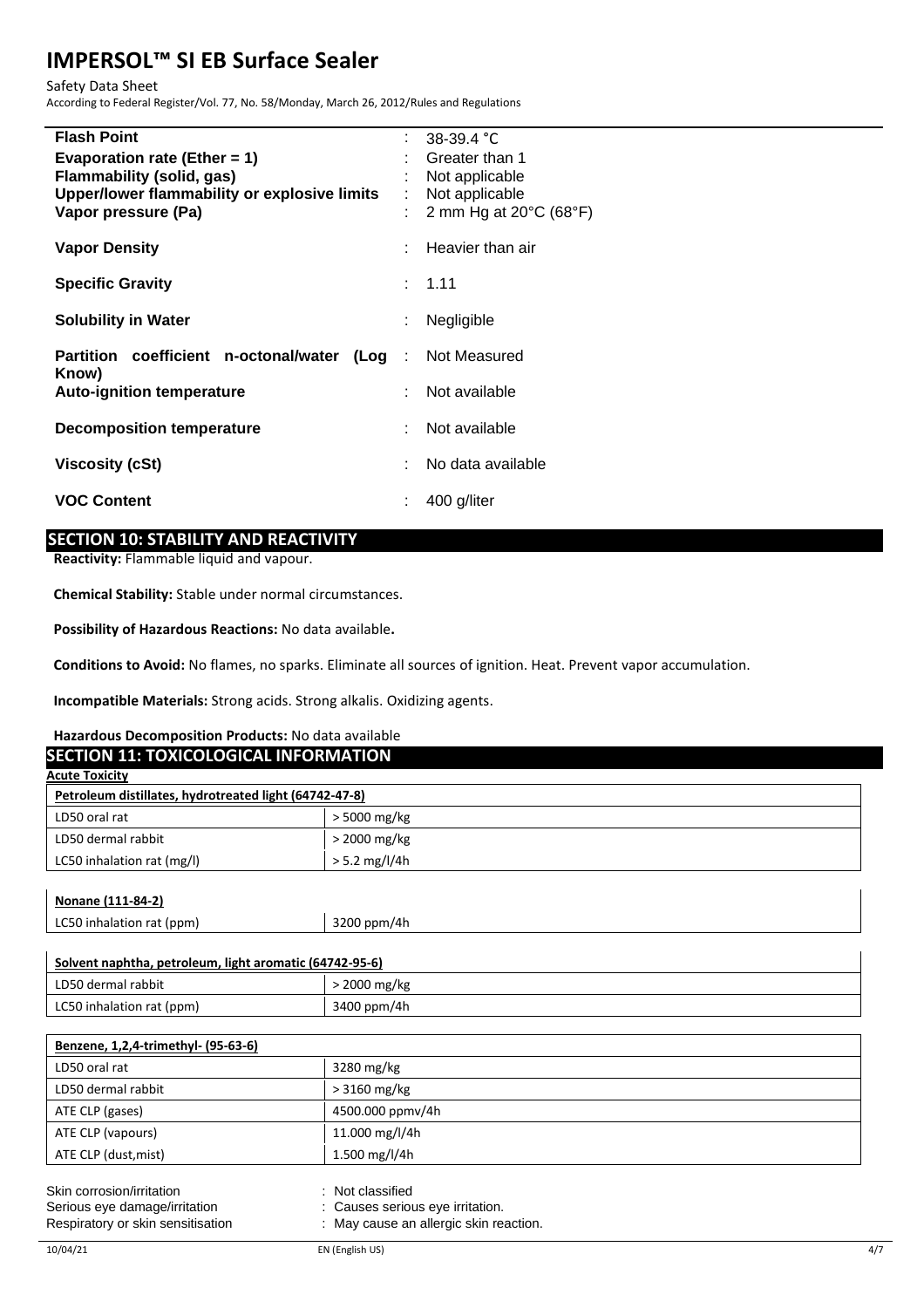| | | |
|---|---|---|
| **Flash Point** | : | 38-39.4 °C |
| **Evaporation rate (Ether = 1)** | : | Greater than 1 |
| **Flammability (solid, gas)** | : | Not applicable |
| **Upper/lower flammability or explosive limits** | : | Not applicable |
| **Vapor pressure (Pa)** | : | 2 mm Hg at 20°C (68°F) |
| **Vapor Density** | : | Heavier than air |
| **Specific Gravity** | : | 1.11 |
| **Solubility in Water** | : | Negligible |
| **Partition coefficient n-octonal/water (Log Know)** | : | Not Measured |
| **Auto-ignition temperature** | : | Not available |
| **Decomposition temperature** | : | Not available |
| **Viscosity (cSt)** | : | No data available |
| **VOC Content** | : | 400 g/liter |

## SECTION 10: STABILITY AND REACTIVITY

**Reactivity:** Flammable liquid and vapour.

**Chemical Stability:** Stable under normal circumstances.

**Possibility of Hazardous Reactions:** No data available**.**

**Conditions to Avoid:** No flames, no sparks. Eliminate all sources of ignition. Heat. Prevent vapor accumulation.

**Incompatible Materials:** Strong acids. Strong alkalis. Oxidizing agents.

**Hazardous Decomposition Products:** No data available

## SECTION 11: TOXICOLOGICAL INFORMATION

**Acute Toxicity**

| Petroleum distillates, hydrotreated light (64742-47-8) | |
|---|---|
| LD50 oral rat | > 5000 mg/kg |
| LD50 dermal rabbit | > 2000 mg/kg |
| LC50 inhalation rat (mg/l) | > 5.2 mg/l/4h |

| Nonane (111-84-2) | |
|---|---|
| LC50 inhalation rat (ppm) | 3200 ppm/4h |

| Solvent naphtha, petroleum, light aromatic (64742-95-6) | |
|---|---|
| LD50 dermal rabbit | > 2000 mg/kg |
| LC50 inhalation rat (ppm) | 3400 ppm/4h |

| Benzene, 1,2,4-trimethyl- (95-63-6) | |
|---|---|
| LD50 oral rat | 3280 mg/kg |
| LD50 dermal rabbit | > 3160 mg/kg |
| ATE CLP (gases) | 4500.000 ppmv/4h |
| ATE CLP (vapours) | 11.000 mg/l/4h |
| ATE CLP (dust,mist) | 1.500 mg/l/4h |

| | |
|---|---|
| Skin corrosion/irritation | : Not classified |
| Serious eye damage/irritation | : Causes serious eye irritation. |
| Respiratory or skin sensitisation | : May cause an allergic skin reaction. |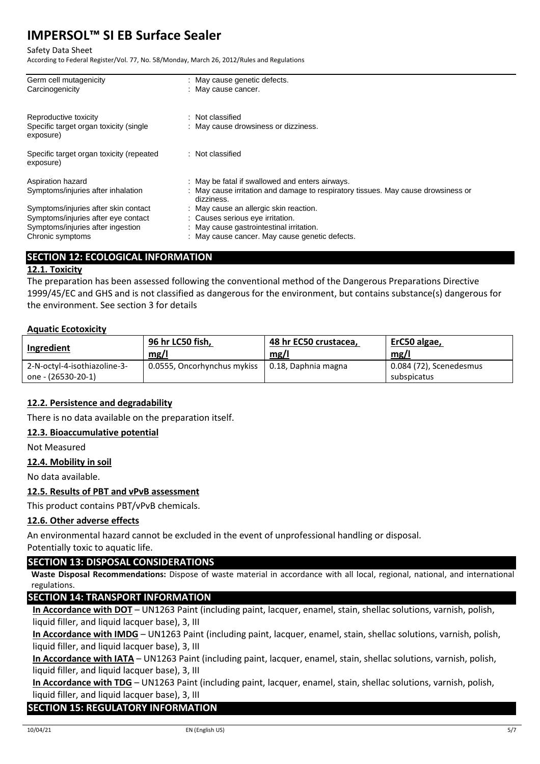| | |
|---|---|
| Germ cell mutagenicity | : May cause genetic defects. |
| Carcinogenicity | : May cause cancer. |
| Reproductive toxicity | : Not classified |
| Specific target organ toxicity (single exposure) | : May cause drowsiness or dizziness. |
| Specific target organ toxicity (repeated exposure) | : Not classified |
| Aspiration hazard | : May be fatal if swallowed and enters airways. |
| Symptoms/injuries after inhalation | : May cause irritation and damage to respiratory tissues. May cause drowsiness or dizziness. |
| Symptoms/injuries after skin contact | : May cause an allergic skin reaction. |
| Symptoms/injuries after eye contact | : Causes serious eye irritation. |
| Symptoms/injuries after ingestion | : May cause gastrointestinal irritation. |
| Chronic symptoms | : May cause cancer. May cause genetic defects. |

## SECTION 12: ECOLOGICAL INFORMATION

### 12.1. Toxicity

The preparation has been assessed following the conventional method of the Dangerous Preparations Directive 1999/45/EC and GHS and is not classified as dangerous for the environment, but contains substance(s) dangerous for the environment. See section 3 for details

**Aquatic Ecotoxicity**

| Ingredient | 96 hr LC50 fish, mg/l | 48 hr EC50 crustacea, mg/l | ErC50 algae, mg/l |
|---|---|---|---|
| 2-N-octyl-4-isothiazoline-3-one - (26530-20-1) | 0.0555, Oncorhynchus mykiss | 0.18, Daphnia magna | 0.084 (72), Scenedesmus subspicatus |

### 12.2. Persistence and degradability

There is no data available on the preparation itself.

### 12.3. Bioaccumulative potential

Not Measured

### 12.4. Mobility in soil

No data available.

### 12.5. Results of PBT and vPvB assessment

This product contains PBT/vPvB chemicals.

### 12.6. Other adverse effects

An environmental hazard cannot be excluded in the event of unprofessional handling or disposal.
Potentially toxic to aquatic life.

## SECTION 13: DISPOSAL CONSIDERATIONS

**Waste Disposal Recommendations:** Dispose of waste material in accordance with all local, regional, national, and international regulations.

## SECTION 14: TRANSPORT INFORMATION

**In Accordance with DOT** – UN1263 Paint (including paint, lacquer, enamel, stain, shellac solutions, varnish, polish, liquid filler, and liquid lacquer base), 3, III

**In Accordance with IMDG** – UN1263 Paint (including paint, lacquer, enamel, stain, shellac solutions, varnish, polish, liquid filler, and liquid lacquer base), 3, III

**In Accordance with IATA** – UN1263 Paint (including paint, lacquer, enamel, stain, shellac solutions, varnish, polish, liquid filler, and liquid lacquer base), 3, III

**In Accordance with TDG** – UN1263 Paint (including paint, lacquer, enamel, stain, shellac solutions, varnish, polish, liquid filler, and liquid lacquer base), 3, III

## SECTION 15: REGULATORY INFORMATION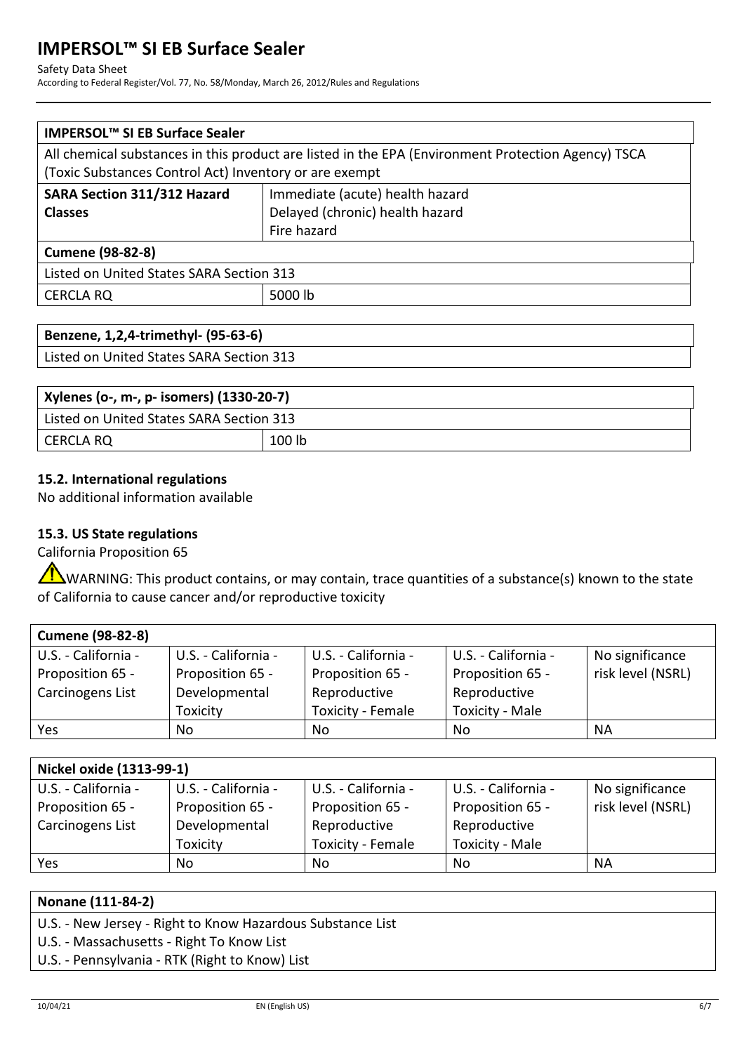| IMPERSOL™ SI EB Surface Sealer | |
|---|---|
| All chemical substances in this product are listed in the EPA (Environment Protection Agency) TSCA (Toxic Substances Control Act) Inventory or are exempt | |
| **SARA Section 311/312 Hazard Classes** | Immediate (acute) health hazard<br>Delayed (chronic) health hazard<br>Fire hazard |
| **Cumene (98-82-8)** | |
| Listed on United States SARA Section 313 | |
| CERCLA RQ | 5000 lb |

| Benzene, 1,2,4-trimethyl- (95-63-6) |
|---|
| Listed on United States SARA Section 313 |

| Xylenes (o-, m-, p- isomers) (1330-20-7) | |
|---|---|
| Listed on United States SARA Section 313 | |
| CERCLA RQ | 100 lb |

### 15.2. International regulations

No additional information available

### 15.3. US State regulations

California Proposition 65

⚠WARNING: This product contains, or may contain, trace quantities of a substance(s) known to the state of California to cause cancer and/or reproductive toxicity

| Cumene (98-82-8) | | | | |
|---|---|---|---|---|
| U.S. - California - Proposition 65 - Carcinogens List | U.S. - California - Proposition 65 - Developmental Toxicity | U.S. - California - Proposition 65 - Reproductive Toxicity - Female | U.S. - California - Proposition 65 - Reproductive Toxicity - Male | No significance risk level (NSRL) |
| Yes | No | No | No | NA |

| Nickel oxide (1313-99-1) | | | | |
|---|---|---|---|---|
| U.S. - California - Proposition 65 - Carcinogens List | U.S. - California - Proposition 65 - Developmental Toxicity | U.S. - California - Proposition 65 - Reproductive Toxicity - Female | U.S. - California - Proposition 65 - Reproductive Toxicity - Male | No significance risk level (NSRL) |
| Yes | No | No | No | NA |

| Nonane (111-84-2) |
|---|
| U.S. - New Jersey - Right to Know Hazardous Substance List<br>U.S. - Massachusetts - Right To Know List<br>U.S. - Pennsylvania - RTK (Right to Know) List |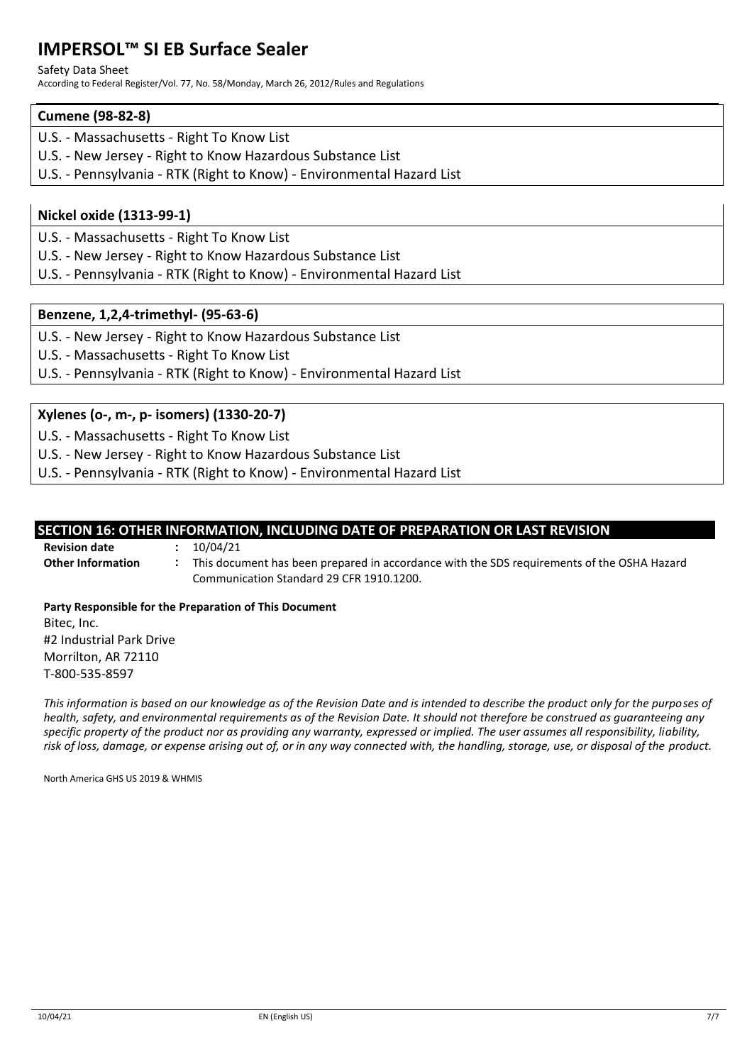**Cumene (98-82-8)**

U.S. - Massachusetts - Right To Know List

U.S. - New Jersey - Right to Know Hazardous Substance List

U.S. - Pennsylvania - RTK (Right to Know) - Environmental Hazard List

**Nickel oxide (1313-99-1)**

U.S. - Massachusetts - Right To Know List

U.S. - New Jersey - Right to Know Hazardous Substance List

U.S. - Pennsylvania - RTK (Right to Know) - Environmental Hazard List

**Benzene, 1,2,4-trimethyl- (95-63-6)**

U.S. - New Jersey - Right to Know Hazardous Substance List

U.S. - Massachusetts - Right To Know List

U.S. - Pennsylvania - RTK (Right to Know) - Environmental Hazard List

**Xylenes (o-, m-, p- isomers) (1330-20-7)**

U.S. - Massachusetts - Right To Know List

U.S. - New Jersey - Right to Know Hazardous Substance List

U.S. - Pennsylvania - RTK (Right to Know) - Environmental Hazard List

## SECTION 16: OTHER INFORMATION, INCLUDING DATE OF PREPARATION OR LAST REVISION

**Revision date** : 10/04/21

**Other Information** : This document has been prepared in accordance with the SDS requirements of the OSHA Hazard Communication Standard 29 CFR 1910.1200.

**Party Responsible for the Preparation of This Document**

Bitec, Inc.
#2 Industrial Park Drive
Morrilton, AR 72110
T-800-535-8597

*This information is based on our knowledge as of the Revision Date and is intended to describe the product only for the purposes of health, safety, and environmental requirements as of the Revision Date. It should not therefore be construed as guaranteeing any specific property of the product nor as providing any warranty, expressed or implied. The user assumes all responsibility, liability, risk of loss, damage, or expense arising out of, or in any way connected with, the handling, storage, use, or disposal of the product.*

North America GHS US 2019 & WHMIS